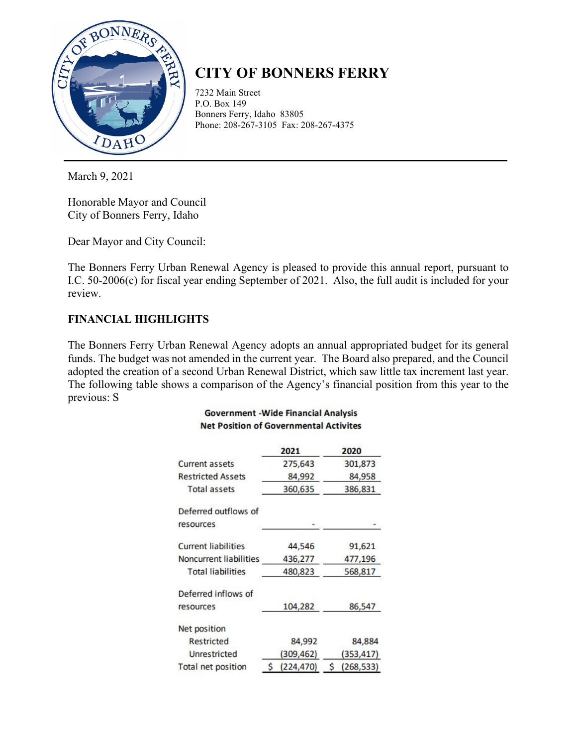# CITY OF BONNERS FERRY

7232 Main Street
P.O. Box 149
Bonners Ferry, Idaho 83805
Phone: 208-267-3105 Fax: 208-267-4375

March 9, 2021

Honorable Mayor and Council
City of Bonners Ferry, Idaho

Dear Mayor and City Council:

The Bonners Ferry Urban Renewal Agency is pleased to provide this annual report, pursuant to I.C. 50-2006(c) for fiscal year ending September of 2021. Also, the full audit is included for your review.

## FINANCIAL HIGHLIGHTS

The Bonners Ferry Urban Renewal Agency adopts an annual appropriated budget for its general funds. The budget was not amended in the current year. The Board also prepared, and the Council adopted the creation of a second Urban Renewal District, which saw little tax increment last year. The following table shows a comparison of the Agency's financial position from this year to the previous: S

**Government -Wide Financial Analysis**
**Net Position of Governmental Activites**

| | 2021 | 2020 |
|---|---|---|
| Current assets | 275,643 | 301,873 |
| Restricted Assets | 84,992 | 84,958 |
| Total assets | 360,635 | 386,831 |
| Deferred outflows of resources | - | - |
| Current liabilities | 44,546 | 91,621 |
| Noncurrent liabilities | 436,277 | 477,196 |
| Total liabilities | 480,823 | 568,817 |
| Deferred inflows of resources | 104,282 | 86,547 |
| Net position | | |
| Restricted | 84,992 | 84,884 |
| Unrestricted | (309,462) | (353,417) |
| Total net position | $ (224,470) | $ (268,533) |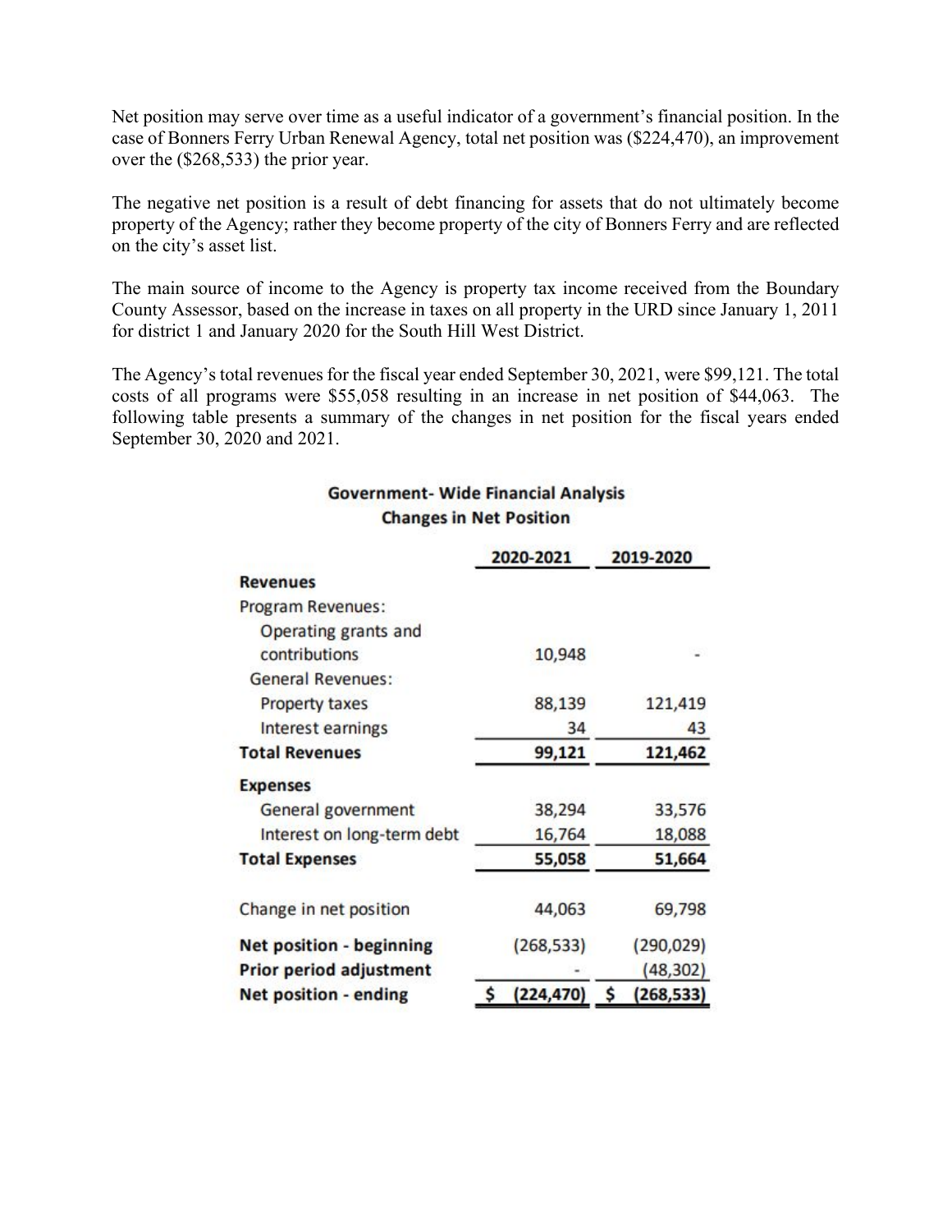Net position may serve over time as a useful indicator of a government's financial position. In the case of Bonners Ferry Urban Renewal Agency, total net position was ($224,470), an improvement over the ($268,533) the prior year.

The negative net position is a result of debt financing for assets that do not ultimately become property of the Agency; rather they become property of the city of Bonners Ferry and are reflected on the city's asset list.

The main source of income to the Agency is property tax income received from the Boundary County Assessor, based on the increase in taxes on all property in the URD since January 1, 2011 for district 1 and January 2020 for the South Hill West District.

The Agency's total revenues for the fiscal year ended September 30, 2021, were $99,121. The total costs of all programs were $55,058 resulting in an increase in net position of $44,063. The following table presents a summary of the changes in net position for the fiscal years ended September 30, 2020 and 2021.

**Government- Wide Financial Analysis**
**Changes in Net Position**

| | 2020-2021 | 2019-2020 |
|---|---|---|
| **Revenues** | | |
| Program Revenues: | | |
| Operating grants and contributions | 10,948 | - |
| General Revenues: | | |
| Property taxes | 88,139 | 121,419 |
| Interest earnings | 34 | 43 |
| **Total Revenues** | **99,121** | **121,462** |
| **Expenses** | | |
| General government | 38,294 | 33,576 |
| Interest on long-term debt | 16,764 | 18,088 |
| **Total Expenses** | **55,058** | **51,664** |
| Change in net position | 44,063 | 69,798 |
| **Net position - beginning** | (268,533) | (290,029) |
| **Prior period adjustment** | - | (48,302) |
| **Net position - ending** | **$ (224,470)** | **$ (268,533)** |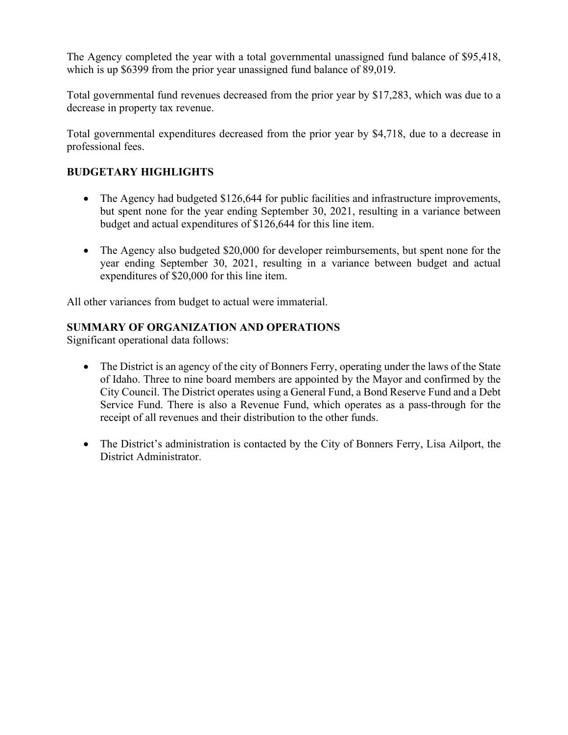The Agency completed the year with a total governmental unassigned fund balance of $95,418, which is up $6399 from the prior year unassigned fund balance of 89,019.

Total governmental fund revenues decreased from the prior year by $17,283, which was due to a decrease in property tax revenue.

Total governmental expenditures decreased from the prior year by $4,718, due to a decrease in professional fees.

## BUDGETARY HIGHLIGHTS

- The Agency had budgeted $126,644 for public facilities and infrastructure improvements, but spent none for the year ending September 30, 2021, resulting in a variance between budget and actual expenditures of $126,644 for this line item.

- The Agency also budgeted $20,000 for developer reimbursements, but spent none for the year ending September 30, 2021, resulting in a variance between budget and actual expenditures of $20,000 for this line item.

All other variances from budget to actual were immaterial.

## SUMMARY OF ORGANIZATION AND OPERATIONS

Significant operational data follows:

- The District is an agency of the city of Bonners Ferry, operating under the laws of the State of Idaho. Three to nine board members are appointed by the Mayor and confirmed by the City Council. The District operates using a General Fund, a Bond Reserve Fund and a Debt Service Fund. There is also a Revenue Fund, which operates as a pass-through for the receipt of all revenues and their distribution to the other funds.

- The District's administration is contacted by the City of Bonners Ferry, Lisa Ailport, the District Administrator.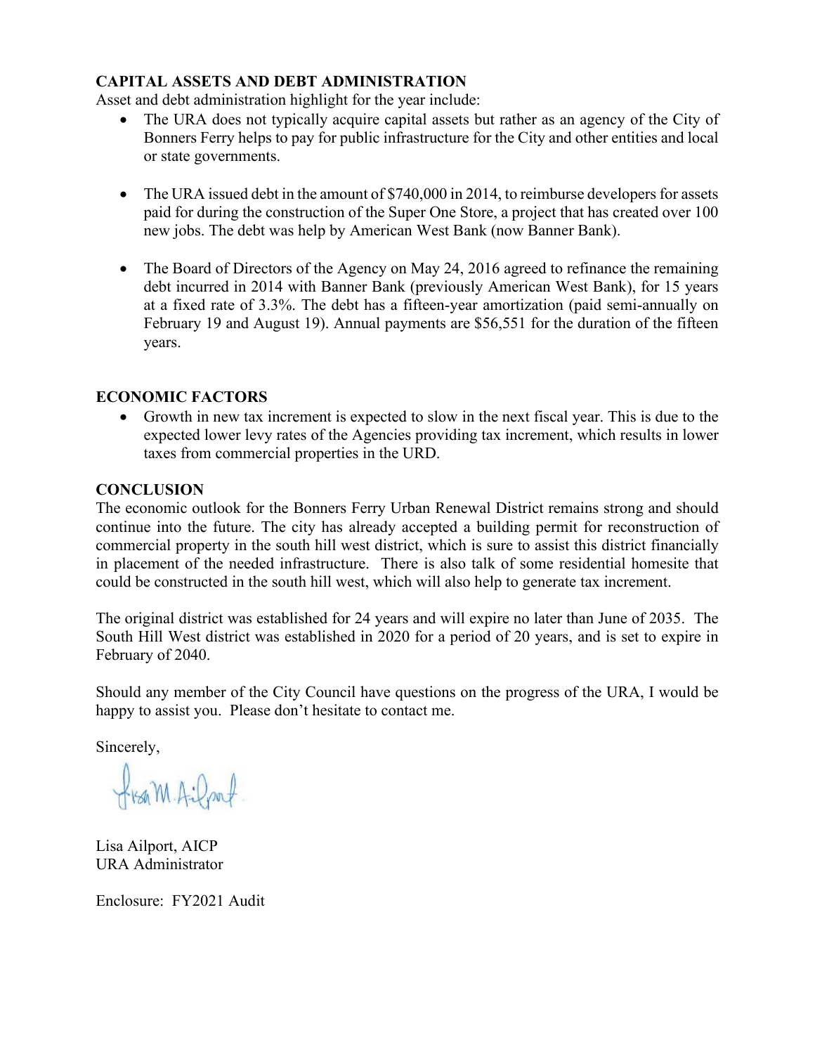**CAPITAL ASSETS AND DEBT ADMINISTRATION**

Asset and debt administration highlight for the year include:

- The URA does not typically acquire capital assets but rather as an agency of the City of Bonners Ferry helps to pay for public infrastructure for the City and other entities and local or state governments.

- The URA issued debt in the amount of $740,000 in 2014, to reimburse developers for assets paid for during the construction of the Super One Store, a project that has created over 100 new jobs. The debt was help by American West Bank (now Banner Bank).

- The Board of Directors of the Agency on May 24, 2016 agreed to refinance the remaining debt incurred in 2014 with Banner Bank (previously American West Bank), for 15 years at a fixed rate of 3.3%. The debt has a fifteen-year amortization (paid semi-annually on February 19 and August 19). Annual payments are $56,551 for the duration of the fifteen years.

**ECONOMIC FACTORS**

- Growth in new tax increment is expected to slow in the next fiscal year. This is due to the expected lower levy rates of the Agencies providing tax increment, which results in lower taxes from commercial properties in the URD.

**CONCLUSION**

The economic outlook for the Bonners Ferry Urban Renewal District remains strong and should continue into the future. The city has already accepted a building permit for reconstruction of commercial property in the south hill west district, which is sure to assist this district financially in placement of the needed infrastructure. There is also talk of some residential homesite that could be constructed in the south hill west, which will also help to generate tax increment.

The original district was established for 24 years and will expire no later than June of 2035. The South Hill West district was established in 2020 for a period of 20 years, and is set to expire in February of 2040.

Should any member of the City Council have questions on the progress of the URA, I would be happy to assist you. Please don't hesitate to contact me.

Sincerely,

Lisa M. Ailport

Lisa Ailport, AICP
URA Administrator

Enclosure: FY2021 Audit